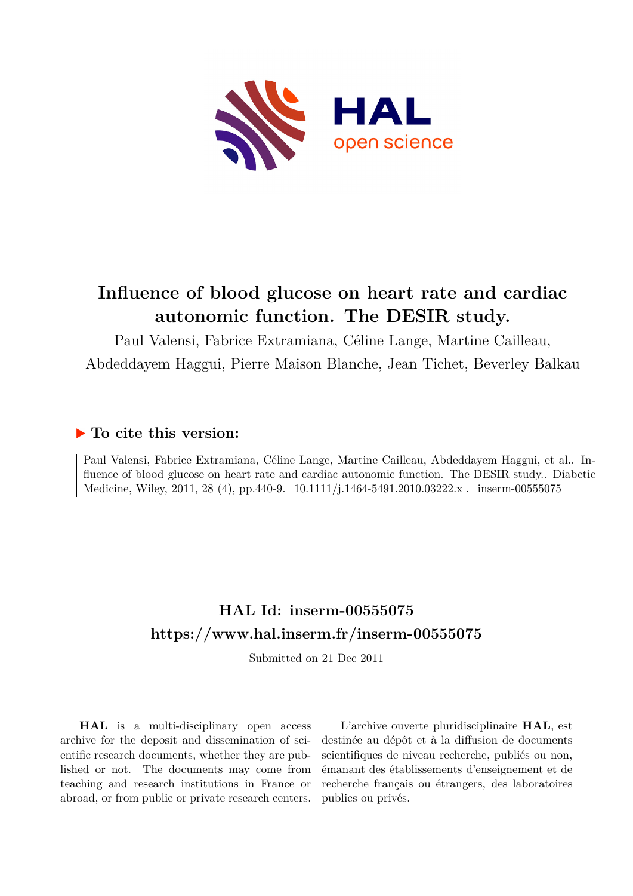# Influence of blood glucose on heart rate and cardiac autonomic function. The DESIR study.

Paul Valensi, Fabrice Extramiana, Céline Lange, Martine Cailleau, Abdeddayem Haggui, Pierre Maison Blanche, Jean Tichet, Beverley Balkau

### ▶ To cite this version:

Paul Valensi, Fabrice Extramiana, Céline Lange, Martine Cailleau, Abdeddayem Haggui, et al.. Influence of blood glucose on heart rate and cardiac autonomic function. The DESIR study.. Diabetic Medicine, Wiley, 2011, 28 (4), pp.440-9. 10.1111/j.1464-5491.2010.03222.x . inserm-00555075

## HAL Id: inserm-00555075

## https://www.hal.inserm.fr/inserm-00555075

Submitted on 21 Dec 2011

**HAL** is a multi-disciplinary open access archive for the deposit and dissemination of scientific research documents, whether they are published or not. The documents may come from teaching and research institutions in France or abroad, or from public or private research centers.

L'archive ouverte pluridisciplinaire **HAL**, est destinée au dépôt et à la diffusion de documents scientifiques de niveau recherche, publiés ou non, émanant des établissements d'enseignement et de recherche français ou étrangers, des laboratoires publics ou privés.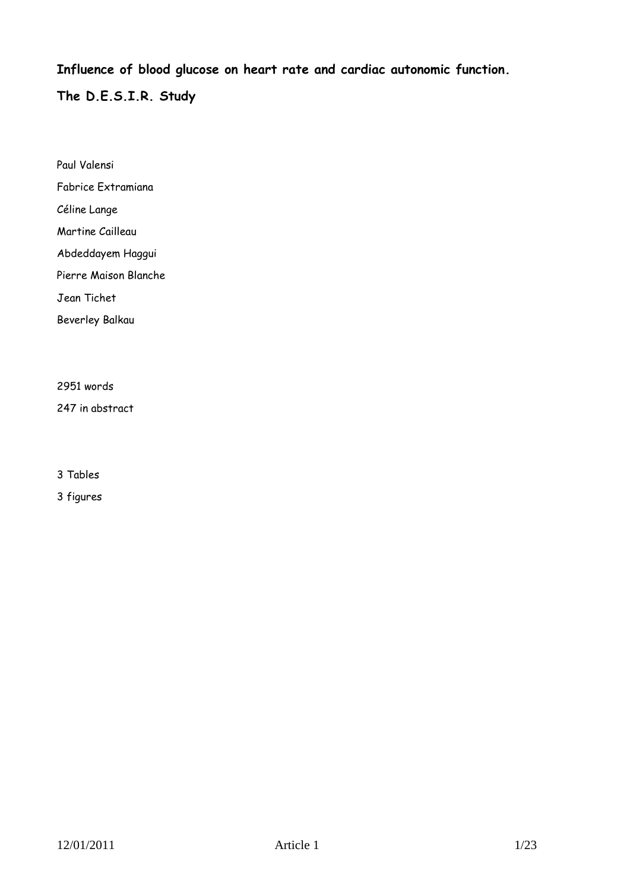# Influence of blood glucose on heart rate and cardiac autonomic function.

# The D.E.S.I.R. Study

Paul Valensi

Fabrice Extramiana

Céline Lange

Martine Cailleau

Abdeddayem Haggui

Pierre Maison Blanche

Jean Tichet

Beverley Balkau

2951 words

247 in abstract

3 Tables

3 figures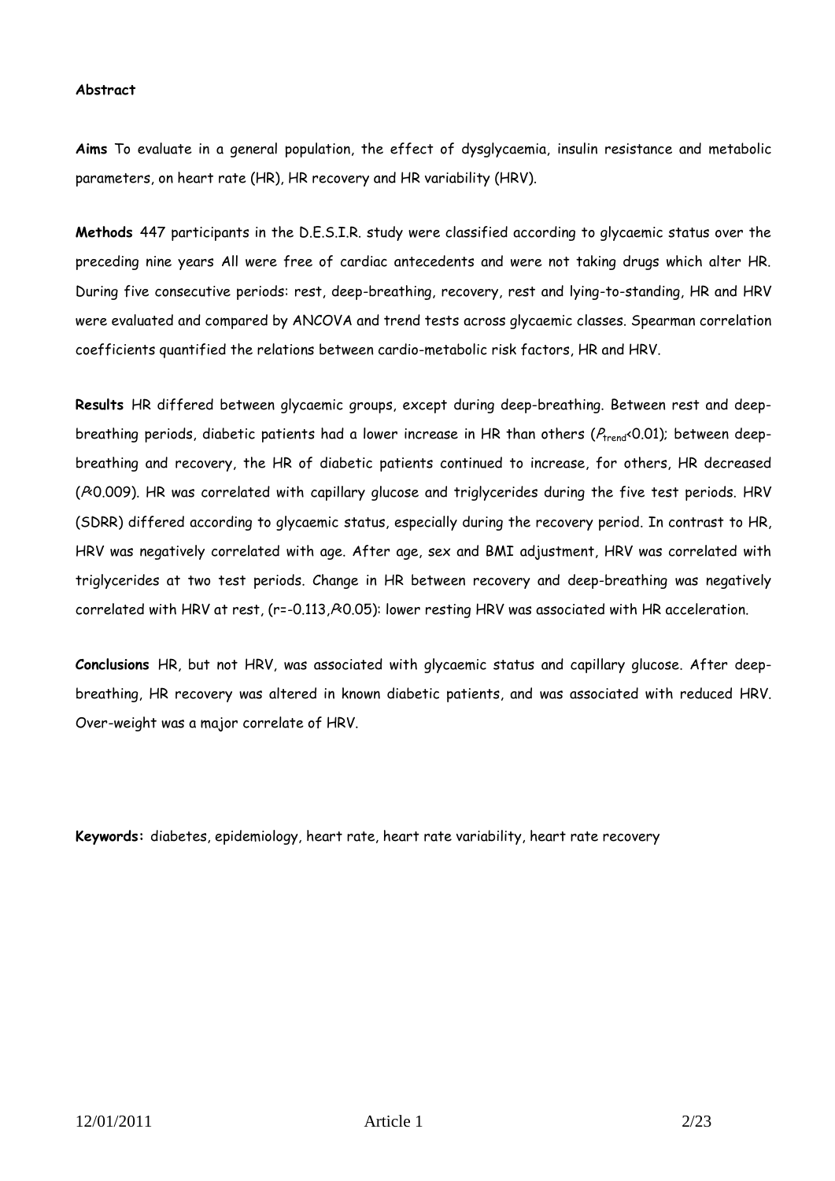**Abstract**

**Aims** To evaluate in a general population, the effect of dysglycaemia, insulin resistance and metabolic parameters, on heart rate (HR), HR recovery and HR variability (HRV).

**Methods** 447 participants in the D.E.S.I.R. study were classified according to glycaemic status over the preceding nine years All were free of cardiac antecedents and were not taking drugs which alter HR. During five consecutive periods: rest, deep-breathing, recovery, rest and lying-to-standing, HR and HRV were evaluated and compared by ANCOVA and trend tests across glycaemic classes. Spearman correlation coefficients quantified the relations between cardio-metabolic risk factors, HR and HRV.

**Results** HR differed between glycaemic groups, except during deep-breathing. Between rest and deep-breathing periods, diabetic patients had a lower increase in HR than others ($P_{trend}<0.01$); between deep-breathing and recovery, the HR of diabetic patients continued to increase, for others, HR decreased ($P<0.009$). HR was correlated with capillary glucose and triglycerides during the five test periods. HRV (SDRR) differed according to glycaemic status, especially during the recovery period. In contrast to HR, HRV was negatively correlated with age. After age, sex and BMI adjustment, HRV was correlated with triglycerides at two test periods. Change in HR between recovery and deep-breathing was negatively correlated with HRV at rest, ($r=-0.113, P<0.05$): lower resting HRV was associated with HR acceleration.

**Conclusions** HR, but not HRV, was associated with glycaemic status and capillary glucose. After deep-breathing, HR recovery was altered in known diabetic patients, and was associated with reduced HRV. Over-weight was a major correlate of HRV.

**Keywords:** diabetes, epidemiology, heart rate, heart rate variability, heart rate recovery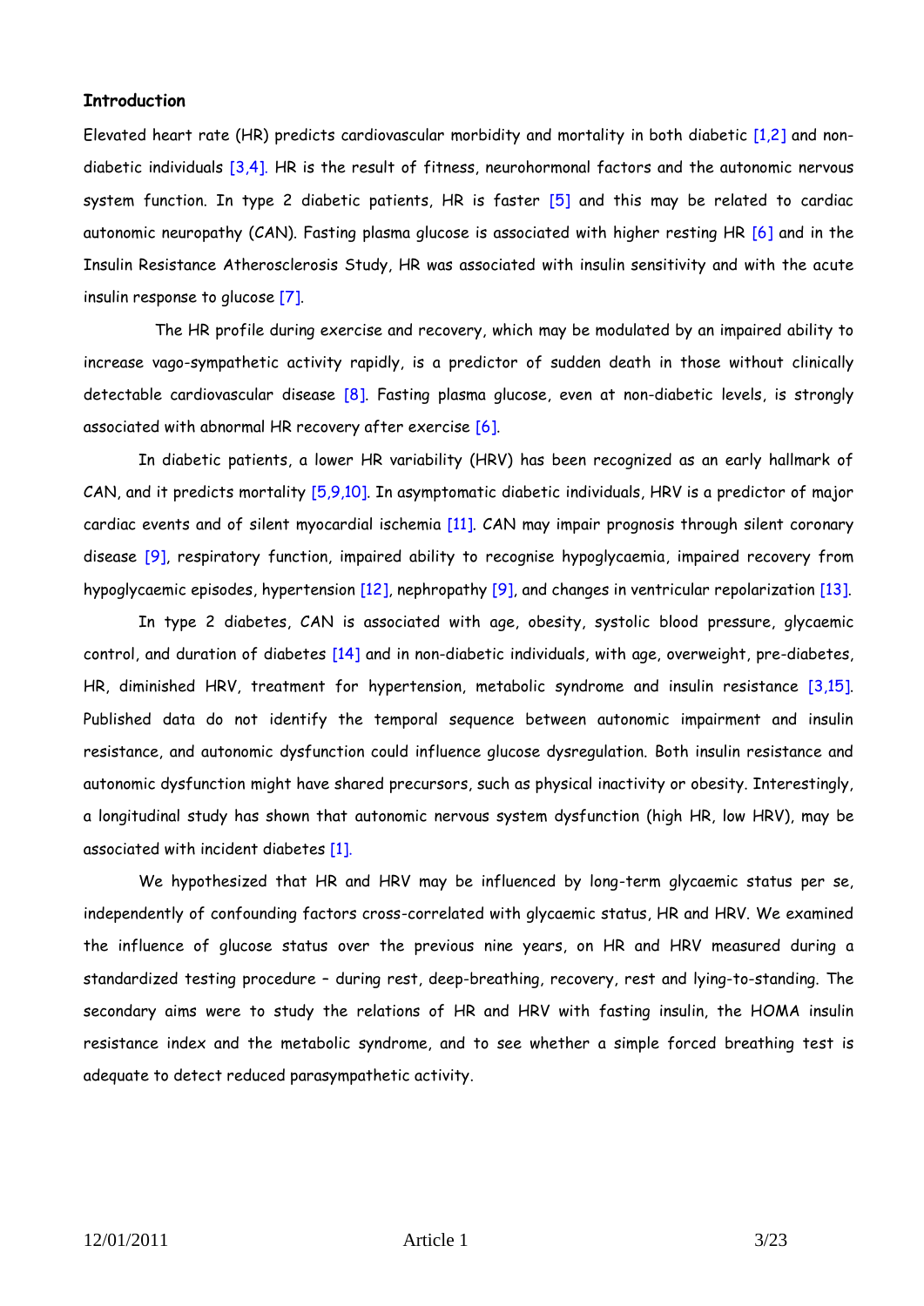## Introduction

Elevated heart rate (HR) predicts cardiovascular morbidity and mortality in both diabetic [1,2] and non-diabetic individuals [3,4]. HR is the result of fitness, neurohormonal factors and the autonomic nervous system function. In type 2 diabetic patients, HR is faster [5] and this may be related to cardiac autonomic neuropathy (CAN). Fasting plasma glucose is associated with higher resting HR [6] and in the Insulin Resistance Atherosclerosis Study, HR was associated with insulin sensitivity and with the acute insulin response to glucose [7].

The HR profile during exercise and recovery, which may be modulated by an impaired ability to increase vago-sympathetic activity rapidly, is a predictor of sudden death in those without clinically detectable cardiovascular disease [8]. Fasting plasma glucose, even at non-diabetic levels, is strongly associated with abnormal HR recovery after exercise [6].

In diabetic patients, a lower HR variability (HRV) has been recognized as an early hallmark of CAN, and it predicts mortality [5,9,10]. In asymptomatic diabetic individuals, HRV is a predictor of major cardiac events and of silent myocardial ischemia [11]. CAN may impair prognosis through silent coronary disease [9], respiratory function, impaired ability to recognise hypoglycaemia, impaired recovery from hypoglycaemic episodes, hypertension [12], nephropathy [9], and changes in ventricular repolarization [13].

In type 2 diabetes, CAN is associated with age, obesity, systolic blood pressure, glycaemic control, and duration of diabetes [14] and in non-diabetic individuals, with age, overweight, pre-diabetes, HR, diminished HRV, treatment for hypertension, metabolic syndrome and insulin resistance [3,15]. Published data do not identify the temporal sequence between autonomic impairment and insulin resistance, and autonomic dysfunction could influence glucose dysregulation. Both insulin resistance and autonomic dysfunction might have shared precursors, such as physical inactivity or obesity. Interestingly, a longitudinal study has shown that autonomic nervous system dysfunction (high HR, low HRV), may be associated with incident diabetes [1].

We hypothesized that HR and HRV may be influenced by long-term glycaemic status per se, independently of confounding factors cross-correlated with glycaemic status, HR and HRV. We examined the influence of glucose status over the previous nine years, on HR and HRV measured during a standardized testing procedure – during rest, deep-breathing, recovery, rest and lying-to-standing. The secondary aims were to study the relations of HR and HRV with fasting insulin, the HOMA insulin resistance index and the metabolic syndrome, and to see whether a simple forced breathing test is adequate to detect reduced parasympathetic activity.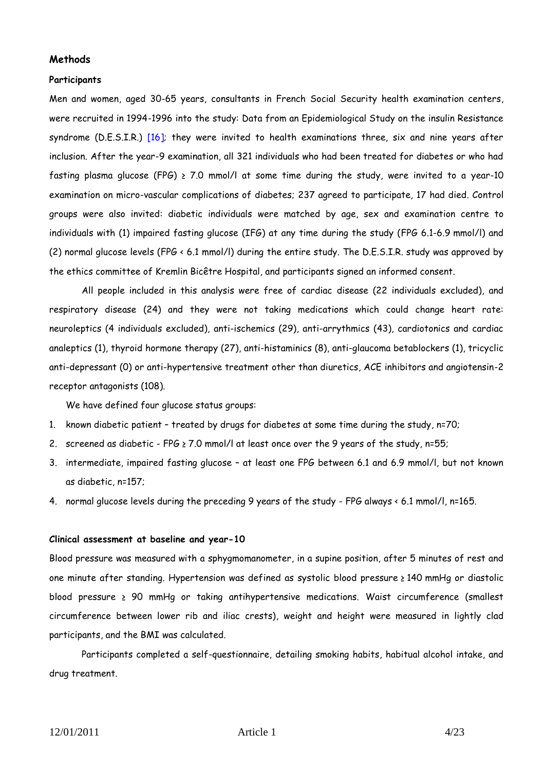## Methods

### Participants

Men and women, aged 30-65 years, consultants in French Social Security health examination centers, were recruited in 1994-1996 into the study: Data from an Epidemiological Study on the insulin Resistance syndrome (D.E.S.I.R.) [16]; they were invited to health examinations three, six and nine years after inclusion. After the year-9 examination, all 321 individuals who had been treated for diabetes or who had fasting plasma glucose (FPG) ≥ 7.0 mmol/l at some time during the study, were invited to a year-10 examination on micro-vascular complications of diabetes; 237 agreed to participate, 17 had died. Control groups were also invited: diabetic individuals were matched by age, sex and examination centre to individuals with (1) impaired fasting glucose (IFG) at any time during the study (FPG 6.1-6.9 mmol/l) and (2) normal glucose levels (FPG < 6.1 mmol/l) during the entire study. The D.E.S.I.R. study was approved by the ethics committee of Kremlin Bicêtre Hospital, and participants signed an informed consent.

All people included in this analysis were free of cardiac disease (22 individuals excluded), and respiratory disease (24) and they were not taking medications which could change heart rate: neuroleptics (4 individuals excluded), anti-ischemics (29), anti-arrythmics (43), cardiotonics and cardiac analeptics (1), thyroid hormone therapy (27), anti-histaminics (8), anti-glaucoma betablockers (1), tricyclic anti-depressant (0) or anti-hypertensive treatment other than diuretics, ACE inhibitors and angiotensin-2 receptor antagonists (108).

We have defined four glucose status groups:

1. known diabetic patient – treated by drugs for diabetes at some time during the study, n=70;
2. screened as diabetic - FPG ≥ 7.0 mmol/l at least once over the 9 years of the study, n=55;
3. intermediate, impaired fasting glucose – at least one FPG between 6.1 and 6.9 mmol/l, but not known as diabetic, n=157;
4. normal glucose levels during the preceding 9 years of the study - FPG always < 6.1 mmol/l, n=165.

### Clinical assessment at baseline and year-10

Blood pressure was measured with a sphygmomanometer, in a supine position, after 5 minutes of rest and one minute after standing. Hypertension was defined as systolic blood pressure ≥ 140 mmHg or diastolic blood pressure ≥ 90 mmHg or taking antihypertensive medications. Waist circumference (smallest circumference between lower rib and iliac crests), weight and height were measured in lightly clad participants, and the BMI was calculated.

Participants completed a self-questionnaire, detailing smoking habits, habitual alcohol intake, and drug treatment.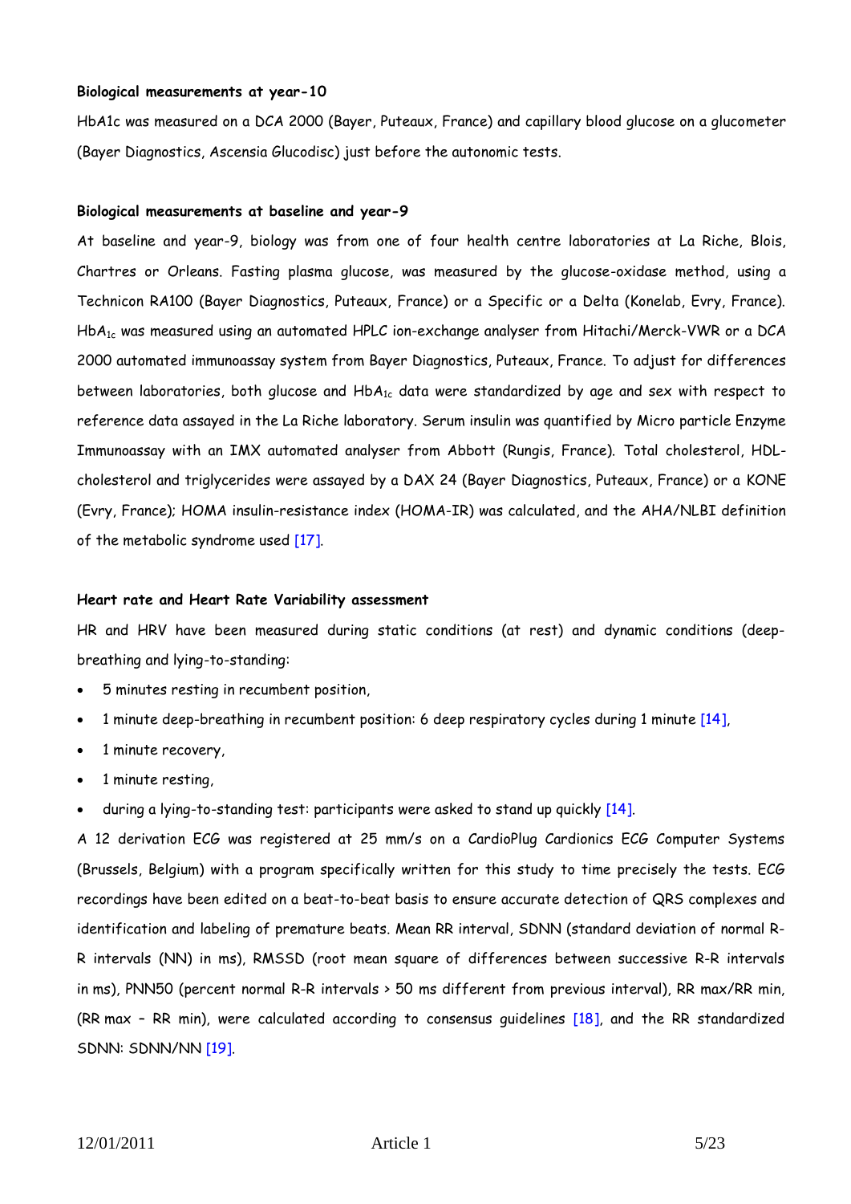**Biological measurements at year-10**

HbA1c was measured on a DCA 2000 (Bayer, Puteaux, France) and capillary blood glucose on a glucometer (Bayer Diagnostics, Ascensia Glucodisc) just before the autonomic tests.

**Biological measurements at baseline and year-9**

At baseline and year-9, biology was from one of four health centre laboratories at La Riche, Blois, Chartres or Orleans. Fasting plasma glucose, was measured by the glucose-oxidase method, using a Technicon RA100 (Bayer Diagnostics, Puteaux, France) or a Specific or a Delta (Konelab, Evry, France). $HbA_{1c}$ was measured using an automated HPLC ion-exchange analyser from Hitachi/Merck-VWR or a DCA 2000 automated immunoassay system from Bayer Diagnostics, Puteaux, France. To adjust for differences between laboratories, both glucose and $HbA_{1c}$ data were standardized by age and sex with respect to reference data assayed in the La Riche laboratory. Serum insulin was quantified by Micro particle Enzyme Immunoassay with an IMX automated analyser from Abbott (Rungis, France). Total cholesterol, HDL-cholesterol and triglycerides were assayed by a DAX 24 (Bayer Diagnostics, Puteaux, France) or a KONE (Evry, France); HOMA insulin-resistance index (HOMA-IR) was calculated, and the AHA/NLBI definition of the metabolic syndrome used [17].

**Heart rate and Heart Rate Variability assessment**

HR and HRV have been measured during static conditions (at rest) and dynamic conditions (deep-breathing and lying-to-standing:

- 5 minutes resting in recumbent position,
- 1 minute deep-breathing in recumbent position: 6 deep respiratory cycles during 1 minute [14],
- 1 minute recovery,
- 1 minute resting,
- during a lying-to-standing test: participants were asked to stand up quickly [14].

A 12 derivation ECG was registered at 25 mm/s on a CardioPlug Cardionics ECG Computer Systems (Brussels, Belgium) with a program specifically written for this study to time precisely the tests. ECG recordings have been edited on a beat-to-beat basis to ensure accurate detection of QRS complexes and identification and labeling of premature beats. Mean RR interval, SDNN (standard deviation of normal R-R intervals (NN) in ms), RMSSD (root mean square of differences between successive R-R intervals in ms), PNN50 (percent normal R-R intervals > 50 ms different from previous interval), RR max/RR min, (RR max – RR min), were calculated according to consensus guidelines [18], and the RR standardized SDNN: SDNN/NN [19].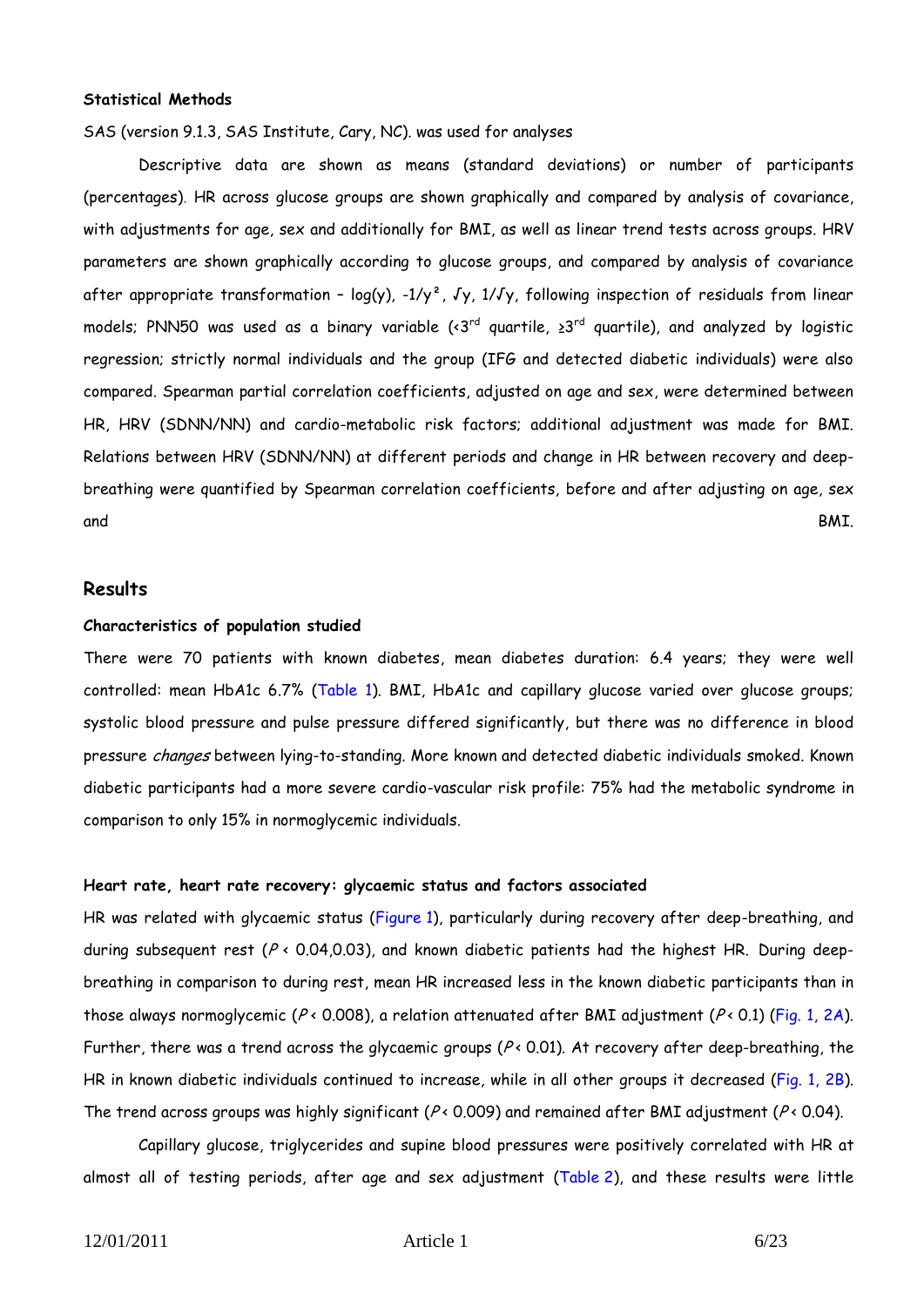**Statistical Methods**

SAS (version 9.1.3, SAS Institute, Cary, NC). was used for analyses

Descriptive data are shown as means (standard deviations) or number of participants (percentages). HR across glucose groups are shown graphically and compared by analysis of covariance, with adjustments for age, sex and additionally for BMI, as well as linear trend tests across groups. HRV parameters are shown graphically according to glucose groups, and compared by analysis of covariance after appropriate transformation – log(y), $-1/y^2$, $\sqrt{y}$, $1/\sqrt{y}$, following inspection of residuals from linear models; PNN50 was used as a binary variable (<3rd quartile, ≥3rd quartile), and analyzed by logistic regression; strictly normal individuals and the group (IFG and detected diabetic individuals) were also compared. Spearman partial correlation coefficients, adjusted on age and sex, were determined between HR, HRV (SDNN/NN) and cardio-metabolic risk factors; additional adjustment was made for BMI. Relations between HRV (SDNN/NN) at different periods and change in HR between recovery and deep-breathing were quantified by Spearman correlation coefficients, before and after adjusting on age, sex and BMI.

## Results

**Characteristics of population studied**

There were 70 patients with known diabetes, mean diabetes duration: 6.4 years; they were well controlled: mean HbA1c 6.7% (Table 1). BMI, HbA1c and capillary glucose varied over glucose groups; systolic blood pressure and pulse pressure differed significantly, but there was no difference in blood pressure *changes* between lying-to-standing. More known and detected diabetic individuals smoked. Known diabetic participants had a more severe cardio-vascular risk profile: 75% had the metabolic syndrome in comparison to only 15% in normoglycemic individuals.

**Heart rate, heart rate recovery: glycaemic status and factors associated**

HR was related with glycaemic status (Figure 1), particularly during recovery after deep-breathing, and during subsequent rest ($P < 0.04, 0.03$), and known diabetic patients had the highest HR. During deep-breathing in comparison to during rest, mean HR increased less in the known diabetic participants than in those always normoglycemic ($P < 0.008$), a relation attenuated after BMI adjustment ($P < 0.1$) (Fig. 1, 2A). Further, there was a trend across the glycaemic groups ($P < 0.01$). At recovery after deep-breathing, the HR in known diabetic individuals continued to increase, while in all other groups it decreased (Fig. 1, 2B). The trend across groups was highly significant ($P < 0.009$) and remained after BMI adjustment ($P < 0.04$).

Capillary glucose, triglycerides and supine blood pressures were positively correlated with HR at almost all of testing periods, after age and sex adjustment (Table 2), and these results were little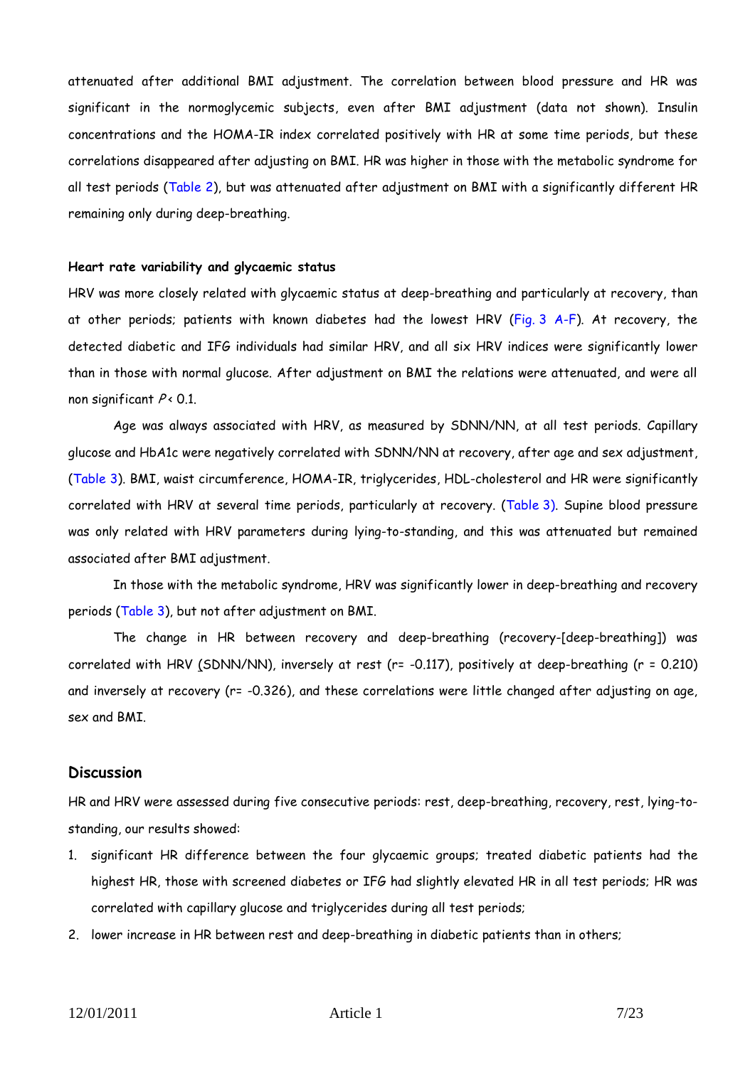attenuated after additional BMI adjustment. The correlation between blood pressure and HR was significant in the normoglycemic subjects, even after BMI adjustment (data not shown). Insulin concentrations and the HOMA-IR index correlated positively with HR at some time periods, but these correlations disappeared after adjusting on BMI. HR was higher in those with the metabolic syndrome for all test periods (Table 2), but was attenuated after adjustment on BMI with a significantly different HR remaining only during deep-breathing.

#### Heart rate variability and glycaemic status

HRV was more closely related with glycaemic status at deep-breathing and particularly at recovery, than at other periods; patients with known diabetes had the lowest HRV (Fig. 3 A-F). At recovery, the detected diabetic and IFG individuals had similar HRV, and all six HRV indices were significantly lower than in those with normal glucose. After adjustment on BMI the relations were attenuated, and were all non significant $P < 0.1$.

Age was always associated with HRV, as measured by SDNN/NN, at all test periods. Capillary glucose and HbA1c were negatively correlated with SDNN/NN at recovery, after age and sex adjustment, (Table 3). BMI, waist circumference, HOMA-IR, triglycerides, HDL-cholesterol and HR were significantly correlated with HRV at several time periods, particularly at recovery. (Table 3). Supine blood pressure was only related with HRV parameters during lying-to-standing, and this was attenuated but remained associated after BMI adjustment.

In those with the metabolic syndrome, HRV was significantly lower in deep-breathing and recovery periods (Table 3), but not after adjustment on BMI.

The change in HR between recovery and deep-breathing (recovery-[deep-breathing]) was correlated with HRV (SDNN/NN), inversely at rest (r= -0.117), positively at deep-breathing (r = 0.210) and inversely at recovery (r= -0.326), and these correlations were little changed after adjusting on age, sex and BMI.

## Discussion

HR and HRV were assessed during five consecutive periods: rest, deep-breathing, recovery, rest, lying-to-standing, our results showed:

1. significant HR difference between the four glycaemic groups; treated diabetic patients had the highest HR, those with screened diabetes or IFG had slightly elevated HR in all test periods; HR was correlated with capillary glucose and triglycerides during all test periods;
2. lower increase in HR between rest and deep-breathing in diabetic patients than in others;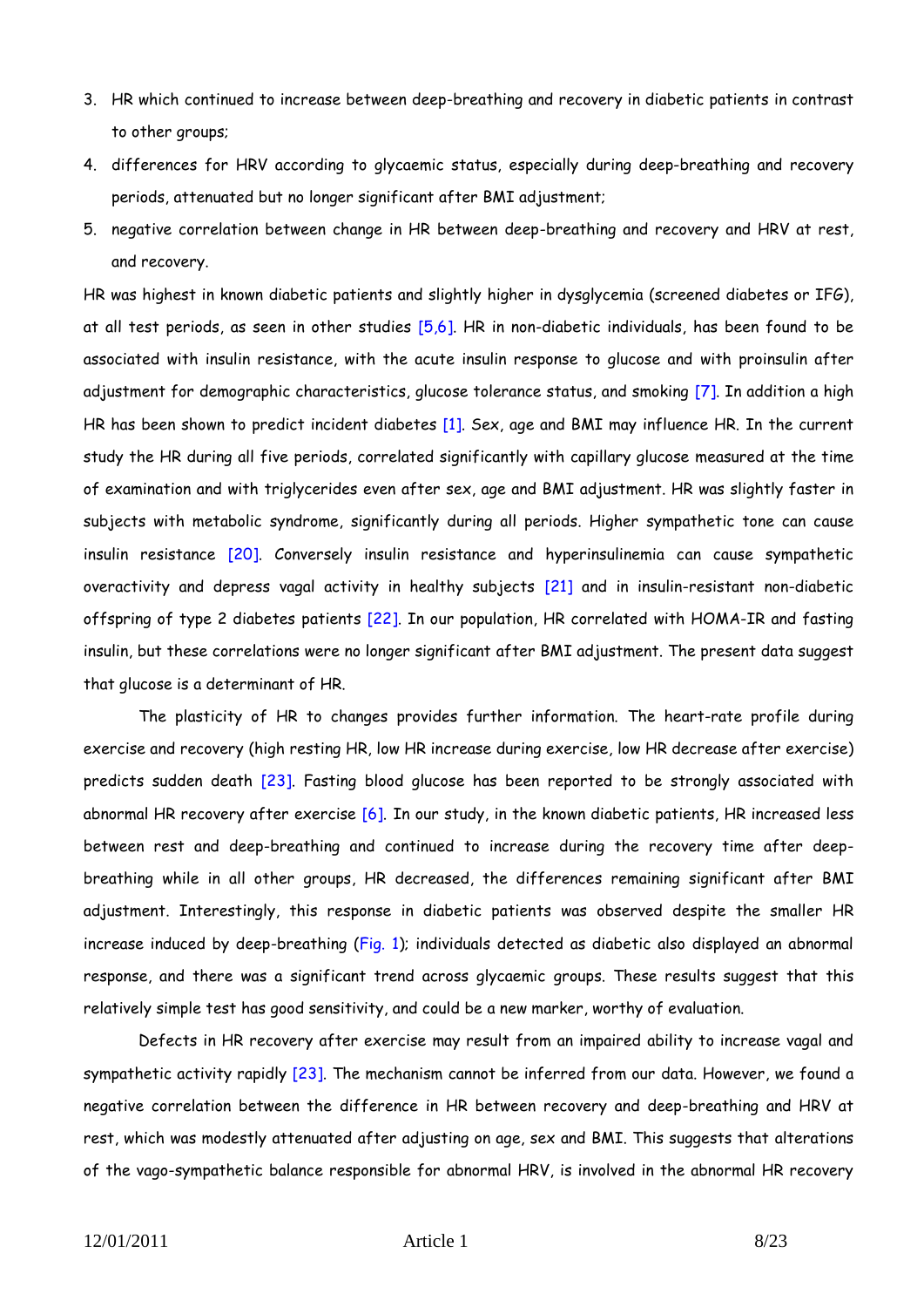3. HR which continued to increase between deep-breathing and recovery in diabetic patients in contrast to other groups;
4. differences for HRV according to glycaemic status, especially during deep-breathing and recovery periods, attenuated but no longer significant after BMI adjustment;
5. negative correlation between change in HR between deep-breathing and recovery and HRV at rest, and recovery.

HR was highest in known diabetic patients and slightly higher in dysglycemia (screened diabetes or IFG), at all test periods, as seen in other studies [5,6]. HR in non-diabetic individuals, has been found to be associated with insulin resistance, with the acute insulin response to glucose and with proinsulin after adjustment for demographic characteristics, glucose tolerance status, and smoking [7]. In addition a high HR has been shown to predict incident diabetes [1]. Sex, age and BMI may influence HR. In the current study the HR during all five periods, correlated significantly with capillary glucose measured at the time of examination and with triglycerides even after sex, age and BMI adjustment. HR was slightly faster in subjects with metabolic syndrome, significantly during all periods. Higher sympathetic tone can cause insulin resistance [20]. Conversely insulin resistance and hyperinsulinemia can cause sympathetic overactivity and depress vagal activity in healthy subjects [21] and in insulin-resistant non-diabetic offspring of type 2 diabetes patients [22]. In our population, HR correlated with HOMA-IR and fasting insulin, but these correlations were no longer significant after BMI adjustment. The present data suggest that glucose is a determinant of HR.

The plasticity of HR to changes provides further information. The heart-rate profile during exercise and recovery (high resting HR, low HR increase during exercise, low HR decrease after exercise) predicts sudden death [23]. Fasting blood glucose has been reported to be strongly associated with abnormal HR recovery after exercise [6]. In our study, in the known diabetic patients, HR increased less between rest and deep-breathing and continued to increase during the recovery time after deep-breathing while in all other groups, HR decreased, the differences remaining significant after BMI adjustment. Interestingly, this response in diabetic patients was observed despite the smaller HR increase induced by deep-breathing (Fig. 1); individuals detected as diabetic also displayed an abnormal response, and there was a significant trend across glycaemic groups. These results suggest that this relatively simple test has good sensitivity, and could be a new marker, worthy of evaluation.

Defects in HR recovery after exercise may result from an impaired ability to increase vagal and sympathetic activity rapidly [23]. The mechanism cannot be inferred from our data. However, we found a negative correlation between the difference in HR between recovery and deep-breathing and HRV at rest, which was modestly attenuated after adjusting on age, sex and BMI. This suggests that alterations of the vago-sympathetic balance responsible for abnormal HRV, is involved in the abnormal HR recovery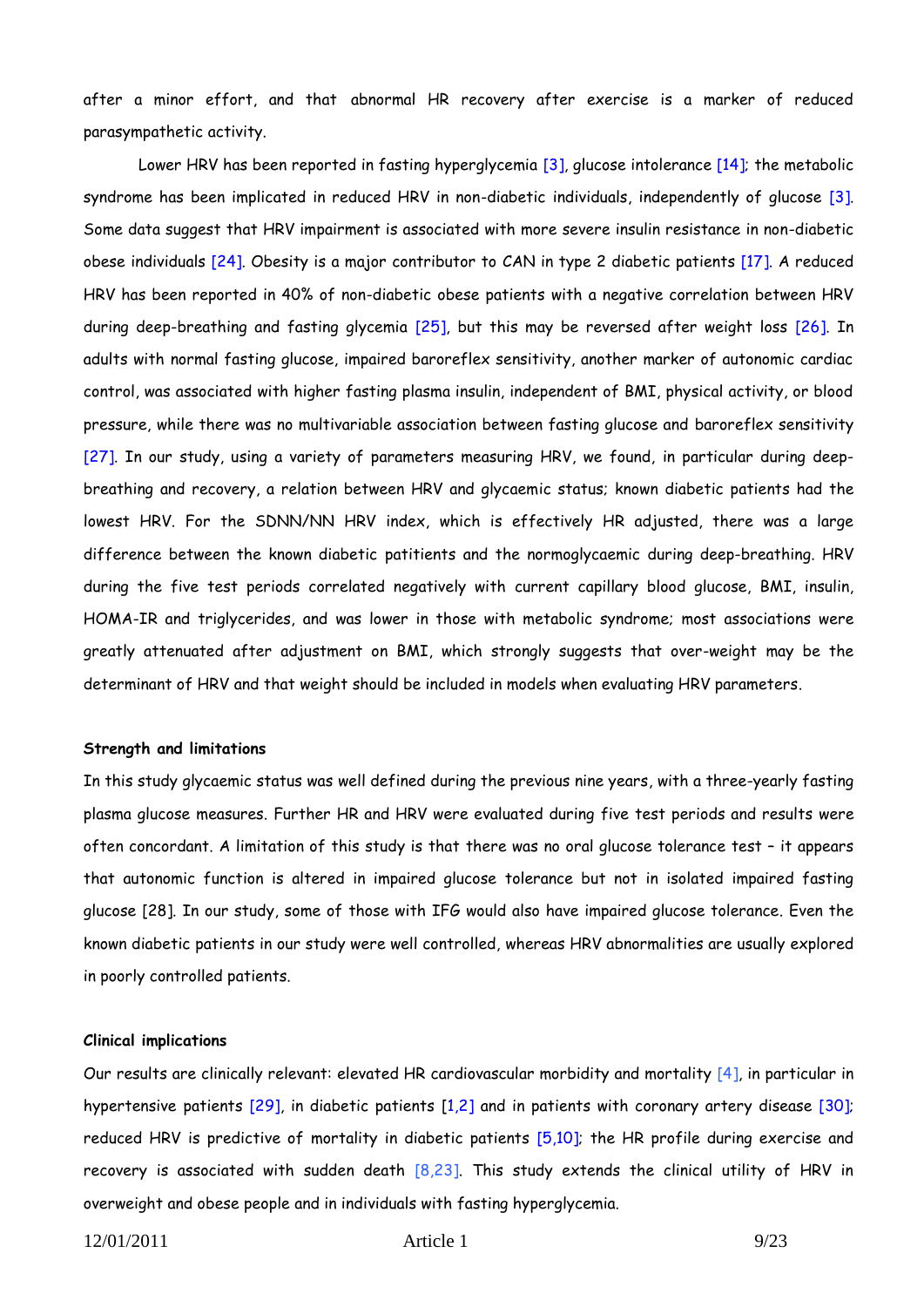after a minor effort, and that abnormal HR recovery after exercise is a marker of reduced parasympathetic activity.

Lower HRV has been reported in fasting hyperglycemia [3], glucose intolerance [14]; the metabolic syndrome has been implicated in reduced HRV in non-diabetic individuals, independently of glucose [3]. Some data suggest that HRV impairment is associated with more severe insulin resistance in non-diabetic obese individuals [24]. Obesity is a major contributor to CAN in type 2 diabetic patients [17]. A reduced HRV has been reported in 40% of non-diabetic obese patients with a negative correlation between HRV during deep-breathing and fasting glycemia [25], but this may be reversed after weight loss [26]. In adults with normal fasting glucose, impaired baroreflex sensitivity, another marker of autonomic cardiac control, was associated with higher fasting plasma insulin, independent of BMI, physical activity, or blood pressure, while there was no multivariable association between fasting glucose and baroreflex sensitivity [27]. In our study, using a variety of parameters measuring HRV, we found, in particular during deep-breathing and recovery, a relation between HRV and glycaemic status; known diabetic patients had the lowest HRV. For the SDNN/NN HRV index, which is effectively HR adjusted, there was a large difference between the known diabetic patitients and the normoglycaemic during deep-breathing. HRV during the five test periods correlated negatively with current capillary blood glucose, BMI, insulin, HOMA-IR and triglycerides, and was lower in those with metabolic syndrome; most associations were greatly attenuated after adjustment on BMI, which strongly suggests that over-weight may be the determinant of HRV and that weight should be included in models when evaluating HRV parameters.

#### Strength and limitations

In this study glycaemic status was well defined during the previous nine years, with a three-yearly fasting plasma glucose measures. Further HR and HRV were evaluated during five test periods and results were often concordant. A limitation of this study is that there was no oral glucose tolerance test – it appears that autonomic function is altered in impaired glucose tolerance but not in isolated impaired fasting glucose [28]. In our study, some of those with IFG would also have impaired glucose tolerance. Even the known diabetic patients in our study were well controlled, whereas HRV abnormalities are usually explored in poorly controlled patients.

#### Clinical implications

Our results are clinically relevant: elevated HR cardiovascular morbidity and mortality [4], in particular in hypertensive patients [29], in diabetic patients [1,2] and in patients with coronary artery disease [30]; reduced HRV is predictive of mortality in diabetic patients [5,10]; the HR profile during exercise and recovery is associated with sudden death [8,23]. This study extends the clinical utility of HRV in overweight and obese people and in individuals with fasting hyperglycemia.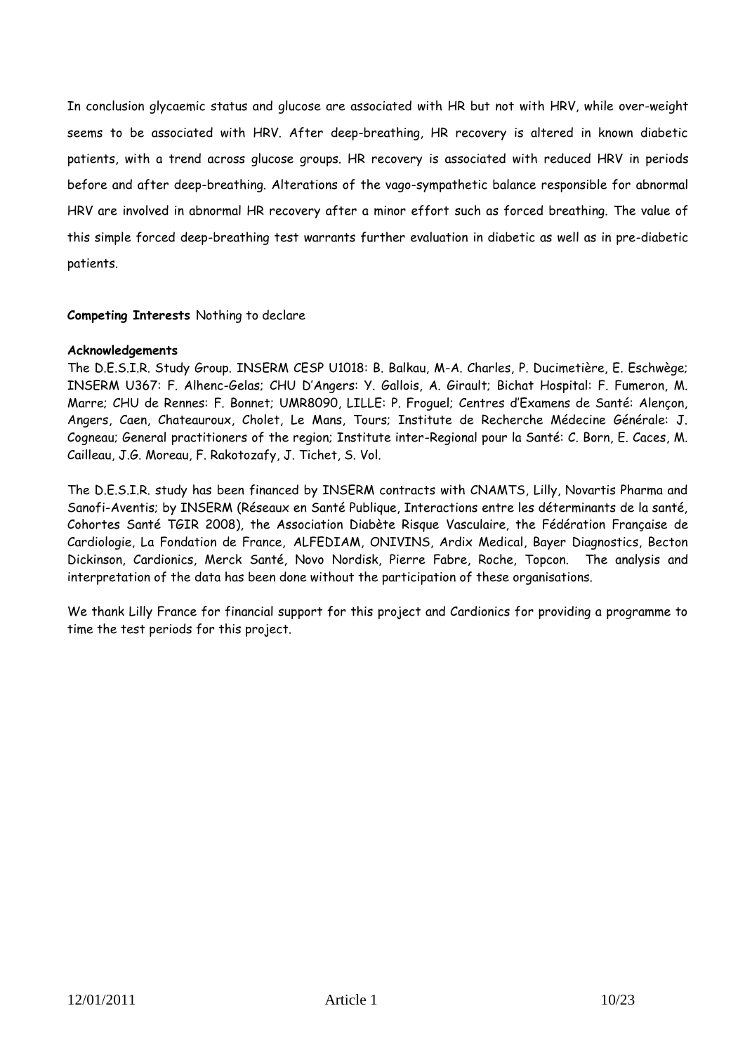In conclusion glycaemic status and glucose are associated with HR but not with HRV, while over-weight seems to be associated with HRV. After deep-breathing, HR recovery is altered in known diabetic patients, with a trend across glucose groups. HR recovery is associated with reduced HRV in periods before and after deep-breathing. Alterations of the vago-sympathetic balance responsible for abnormal HRV are involved in abnormal HR recovery after a minor effort such as forced breathing. The value of this simple forced deep-breathing test warrants further evaluation in diabetic as well as in pre-diabetic patients.

**Competing Interests** Nothing to declare

**Acknowledgements**

The D.E.S.I.R. Study Group. INSERM CESP U1018: B. Balkau, M-A. Charles, P. Ducimetière, E. Eschwège; INSERM U367: F. Alhenc-Gelas; CHU D'Angers: Y. Gallois, A. Girault; Bichat Hospital: F. Fumeron, M. Marre; CHU de Rennes: F. Bonnet; UMR8090, LILLE: P. Froguel; Centres d'Examens de Santé: Alençon, Angers, Caen, Chateauroux, Cholet, Le Mans, Tours; Institute de Recherche Médecine Générale: J. Cogneau; General practitioners of the region; Institute inter-Regional pour la Santé: C. Born, E. Caces, M. Cailleau, J.G. Moreau, F. Rakotozafy, J. Tichet, S. Vol.

The D.E.S.I.R. study has been financed by INSERM contracts with CNAMTS, Lilly, Novartis Pharma and Sanofi-Aventis; by INSERM (Réseaux en Santé Publique, Interactions entre les déterminants de la santé, Cohortes Santé TGIR 2008), the Association Diabète Risque Vasculaire, the Fédération Française de Cardiologie, La Fondation de France, ALFEDIAM, ONIVINS, Ardix Medical, Bayer Diagnostics, Becton Dickinson, Cardionics, Merck Santé, Novo Nordisk, Pierre Fabre, Roche, Topcon. The analysis and interpretation of the data has been done without the participation of these organisations.

We thank Lilly France for financial support for this project and Cardionics for providing a programme to time the test periods for this project.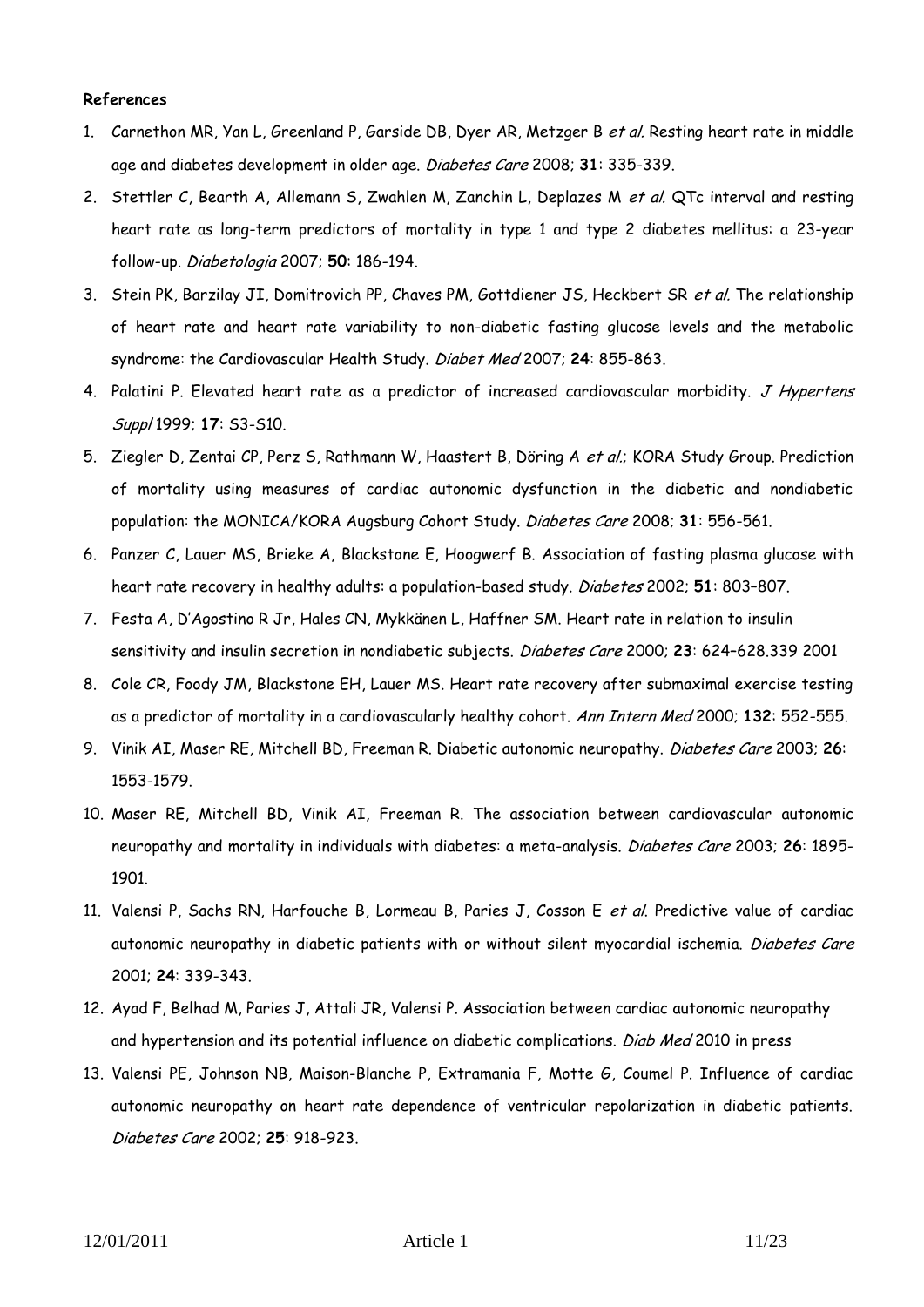**References**

1. Carnethon MR, Yan L, Greenland P, Garside DB, Dyer AR, Metzger B *et al.* Resting heart rate in middle age and diabetes development in older age. *Diabetes Care* 2008; **31**: 335-339.
2. Stettler C, Bearth A, Allemann S, Zwahlen M, Zanchin L, Deplazes M *et al.* QTc interval and resting heart rate as long-term predictors of mortality in type 1 and type 2 diabetes mellitus: a 23-year follow-up. *Diabetologia* 2007; **50**: 186-194.
3. Stein PK, Barzilay JI, Domitrovich PP, Chaves PM, Gottdiener JS, Heckbert SR *et al.* The relationship of heart rate and heart rate variability to non-diabetic fasting glucose levels and the metabolic syndrome: the Cardiovascular Health Study. *Diabet Med* 2007; **24**: 855-863.
4. Palatini P. Elevated heart rate as a predictor of increased cardiovascular morbidity. *J Hypertens Suppl* 1999; **17**: S3-S10.
5. Ziegler D, Zentai CP, Perz S, Rathmann W, Haastert B, Döring A *et al.*; KORA Study Group. Prediction of mortality using measures of cardiac autonomic dysfunction in the diabetic and nondiabetic population: the MONICA/KORA Augsburg Cohort Study. *Diabetes Care* 2008; **31**: 556-561.
6. Panzer C, Lauer MS, Brieke A, Blackstone E, Hoogwerf B. Association of fasting plasma glucose with heart rate recovery in healthy adults: a population-based study. *Diabetes* 2002; **51**: 803–807.
7. Festa A, D'Agostino R Jr, Hales CN, Mykkänen L, Haffner SM. Heart rate in relation to insulin sensitivity and insulin secretion in nondiabetic subjects. *Diabetes Care* 2000; **23**: 624–628.339 2001
8. Cole CR, Foody JM, Blackstone EH, Lauer MS. Heart rate recovery after submaximal exercise testing as a predictor of mortality in a cardiovascularly healthy cohort. *Ann Intern Med* 2000; **132**: 552-555.
9. Vinik AI, Maser RE, Mitchell BD, Freeman R. Diabetic autonomic neuropathy. *Diabetes Care* 2003; **26**: 1553-1579.
10. Maser RE, Mitchell BD, Vinik AI, Freeman R. The association between cardiovascular autonomic neuropathy and mortality in individuals with diabetes: a meta-analysis. *Diabetes Care* 2003; **26**: 1895-1901.
11. Valensi P, Sachs RN, Harfouche B, Lormeau B, Paries J, Cosson E *et al.* Predictive value of cardiac autonomic neuropathy in diabetic patients with or without silent myocardial ischemia. *Diabetes Care* 2001; **24**: 339-343.
12. Ayad F, Belhad M, Paries J, Attali JR, Valensi P. Association between cardiac autonomic neuropathy and hypertension and its potential influence on diabetic complications. *Diab Med* 2010 in press
13. Valensi PE, Johnson NB, Maison-Blanche P, Extramania F, Motte G, Coumel P. Influence of cardiac autonomic neuropathy on heart rate dependence of ventricular repolarization in diabetic patients. *Diabetes Care* 2002; **25**: 918-923.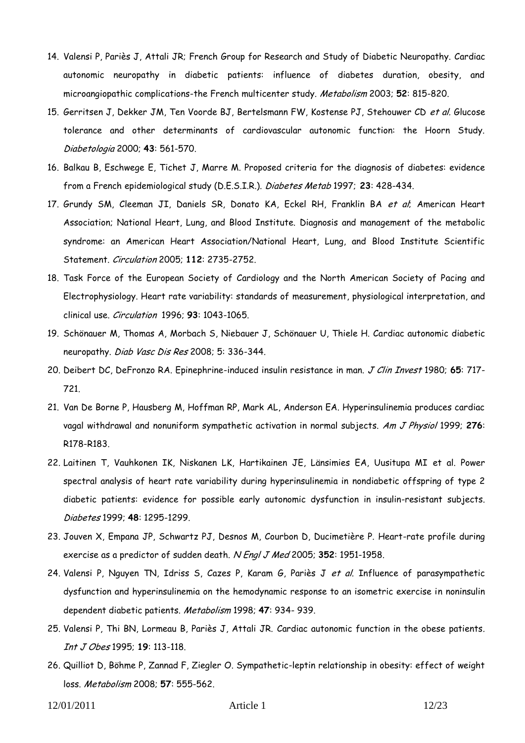14. Valensi P, Pariès J, Attali JR; French Group for Research and Study of Diabetic Neuropathy. Cardiac autonomic neuropathy in diabetic patients: influence of diabetes duration, obesity, and microangiopathic complications-the French multicenter study. *Metabolism* 2003; **52**: 815-820.
15. Gerritsen J, Dekker JM, Ten Voorde BJ, Bertelsmann FW, Kostense PJ, Stehouwer CD *et al*. Glucose tolerance and other determinants of cardiovascular autonomic function: the Hoorn Study. *Diabetologia* 2000; **43**: 561-570.
16. Balkau B, Eschwege E, Tichet J, Marre M. Proposed criteria for the diagnosis of diabetes: evidence from a French epidemiological study (D.E.S.I.R.). *Diabetes Metab* 1997; **23**: 428-434.
17. Grundy SM, Cleeman JI, Daniels SR, Donato KA, Eckel RH, Franklin BA *et al*; American Heart Association; National Heart, Lung, and Blood Institute. Diagnosis and management of the metabolic syndrome: an American Heart Association/National Heart, Lung, and Blood Institute Scientific Statement. *Circulation* 2005; **112**: 2735-2752.
18. Task Force of the European Society of Cardiology and the North American Society of Pacing and Electrophysiology. Heart rate variability: standards of measurement, physiological interpretation, and clinical use. *Circulation* 1996; **93**: 1043-1065.
19. Schönauer M, Thomas A, Morbach S, Niebauer J, Schönauer U, Thiele H. Cardiac autonomic diabetic neuropathy. *Diab Vasc Dis Res* 2008; 5: 336-344.
20. Deibert DC, DeFronzo RA. Epinephrine-induced insulin resistance in man. *J Clin Invest* 1980; **65**: 717-721.
21. Van De Borne P, Hausberg M, Hoffman RP, Mark AL, Anderson EA. Hyperinsulinemia produces cardiac vagal withdrawal and nonuniform sympathetic activation in normal subjects. *Am J Physiol* 1999; **276**: R178-R183.
22. Laitinen T, Vauhkonen IK, Niskanen LK, Hartikainen JE, Länsimies EA, Uusitupa MI et al. Power spectral analysis of heart rate variability during hyperinsulinemia in nondiabetic offspring of type 2 diabetic patients: evidence for possible early autonomic dysfunction in insulin-resistant subjects. *Diabetes* 1999; **48**: 1295-1299.
23. Jouven X, Empana JP, Schwartz PJ, Desnos M, Courbon D, Ducimetière P. Heart-rate profile during exercise as a predictor of sudden death. *N Engl J Med* 2005; **352**: 1951-1958.
24. Valensi P, Nguyen TN, Idriss S, Cazes P, Karam G, Pariès J *et al*. Influence of parasympathetic dysfunction and hyperinsulinemia on the hemodynamic response to an isometric exercise in noninsulin dependent diabetic patients. *Metabolism* 1998; **47**: 934- 939.
25. Valensi P, Thi BN, Lormeau B, Pariès J, Attali JR. Cardiac autonomic function in the obese patients. *Int J Obes* 1995; **19**: 113-118.
26. Quilliot D, Böhme P, Zannad F, Ziegler O. Sympathetic-leptin relationship in obesity: effect of weight loss. *Metabolism* 2008; **57**: 555-562.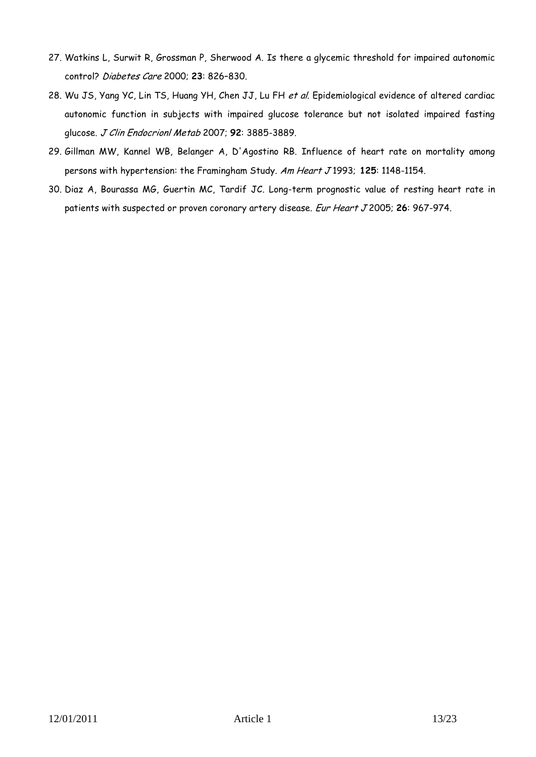27. Watkins L, Surwit R, Grossman P, Sherwood A. Is there a glycemic threshold for impaired autonomic control? *Diabetes Care* 2000; **23**: 826–830.
28. Wu JS, Yang YC, Lin TS, Huang YH, Chen JJ, Lu FH *et al*. Epidemiological evidence of altered cardiac autonomic function in subjects with impaired glucose tolerance but not isolated impaired fasting glucose. *J Clin Endocrionl Metab* 2007; **92**: 3885-3889.
29. Gillman MW, Kannel WB, Belanger A, D'Agostino RB. Influence of heart rate on mortality among persons with hypertension: the Framingham Study. *Am Heart J* 1993; **125**: 1148-1154.
30. Diaz A, Bourassa MG, Guertin MC, Tardif JC. Long-term prognostic value of resting heart rate in patients with suspected or proven coronary artery disease. *Eur Heart J* 2005; **26**: 967-974.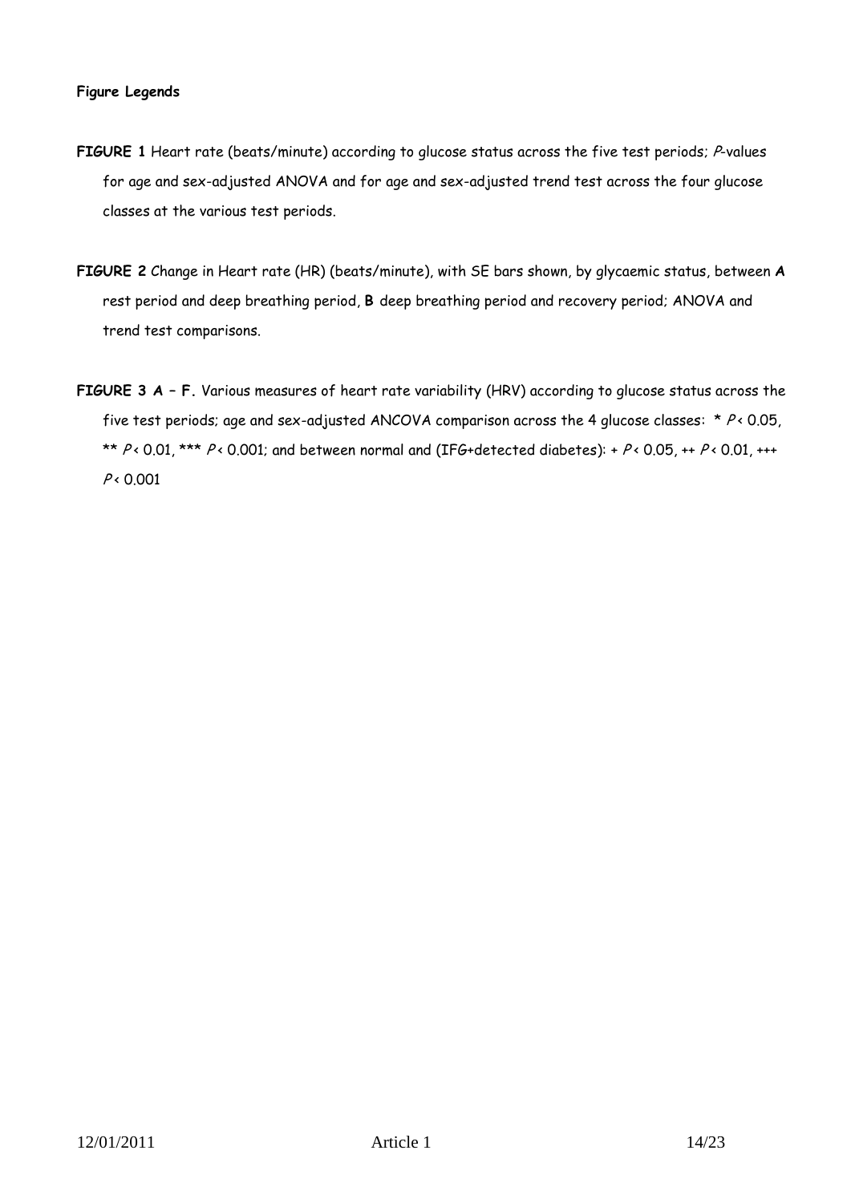**Figure Legends**

**FIGURE 1** Heart rate (beats/minute) according to glucose status across the five test periods; *P*-values for age and sex-adjusted ANOVA and for age and sex-adjusted trend test across the four glucose classes at the various test periods.

**FIGURE 2** Change in Heart rate (HR) (beats/minute), with SE bars shown, by glycaemic status, between **A** rest period and deep breathing period, **B** deep breathing period and recovery period; ANOVA and trend test comparisons.

**FIGURE 3 A – F.** Various measures of heart rate variability (HRV) according to glucose status across the five test periods; age and sex-adjusted ANCOVA comparison across the 4 glucose classes: * $P < 0.05$, ** $P < 0.01$, *** $P < 0.001$; and between normal and (IFG+detected diabetes): + $P < 0.05$, ++ $P < 0.01$, +++ $P < 0.001$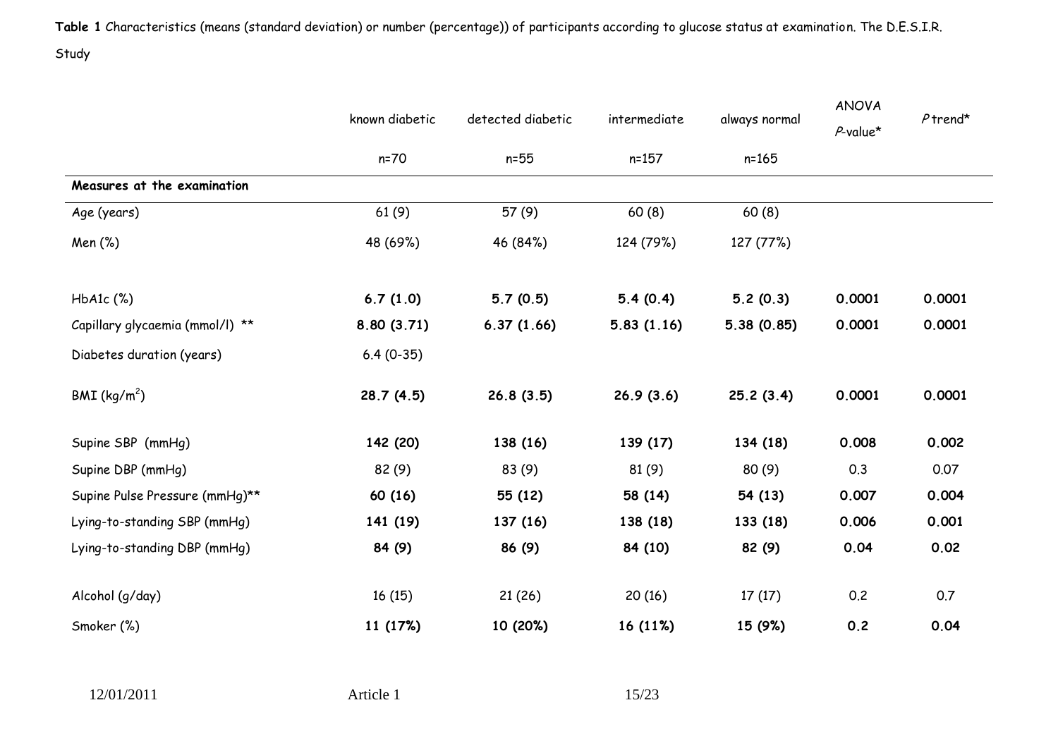**Table 1** Characteristics (means (standard deviation) or number (percentage)) of participants according to glucose status at examination. The D.E.S.I.R. Study

| | known diabetic<br>n=70 | detected diabetic<br>n=55 | intermediate<br>n=157 | always normal<br>n=165 | ANOVA *P*-value* | *P* trend* |
|---|---|---|---|---|---|---|
| **Measures at the examination** | | | | | | |
| Age (years) | 61 (9) | 57 (9) | 60 (8) | 60 (8) | | |
| Men (%) | 48 (69%) | 46 (84%) | 124 (79%) | 127 (77%) | | |
| HbA1c (%) | **6.7 (1.0)** | **5.7 (0.5)** | **5.4 (0.4)** | **5.2 (0.3)** | **0.0001** | **0.0001** |
| Capillary glycaemia (mmol/l) ** | **8.80 (3.71)** | **6.37 (1.66)** | **5.83 (1.16)** | **5.38 (0.85)** | **0.0001** | **0.0001** |
| Diabetes duration (years) | 6.4 (0-35) | | | | | |
| BMI (kg/m$^2$) | **28.7 (4.5)** | **26.8 (3.5)** | **26.9 (3.6)** | **25.2 (3.4)** | **0.0001** | **0.0001** |
| Supine SBP (mmHg) | **142 (20)** | **138 (16)** | **139 (17)** | **134 (18)** | **0.008** | **0.002** |
| Supine DBP (mmHg) | 82 (9) | 83 (9) | 81 (9) | 80 (9) | 0.3 | 0.07 |
| Supine Pulse Pressure (mmHg)** | **60 (16)** | **55 (12)** | **58 (14)** | **54 (13)** | **0.007** | **0.004** |
| Lying-to-standing SBP (mmHg) | **141 (19)** | **137 (16)** | **138 (18)** | **133 (18)** | **0.006** | **0.001** |
| Lying-to-standing DBP (mmHg) | **84 (9)** | **86 (9)** | **84 (10)** | **82 (9)** | **0.04** | **0.02** |
| Alcohol (g/day) | 16 (15) | 21 (26) | 20 (16) | 17 (17) | 0.2 | 0.7 |
| Smoker (%) | **11 (17%)** | **10 (20%)** | **16 (11%)** | **15 (9%)** | **0.2** | **0.04** |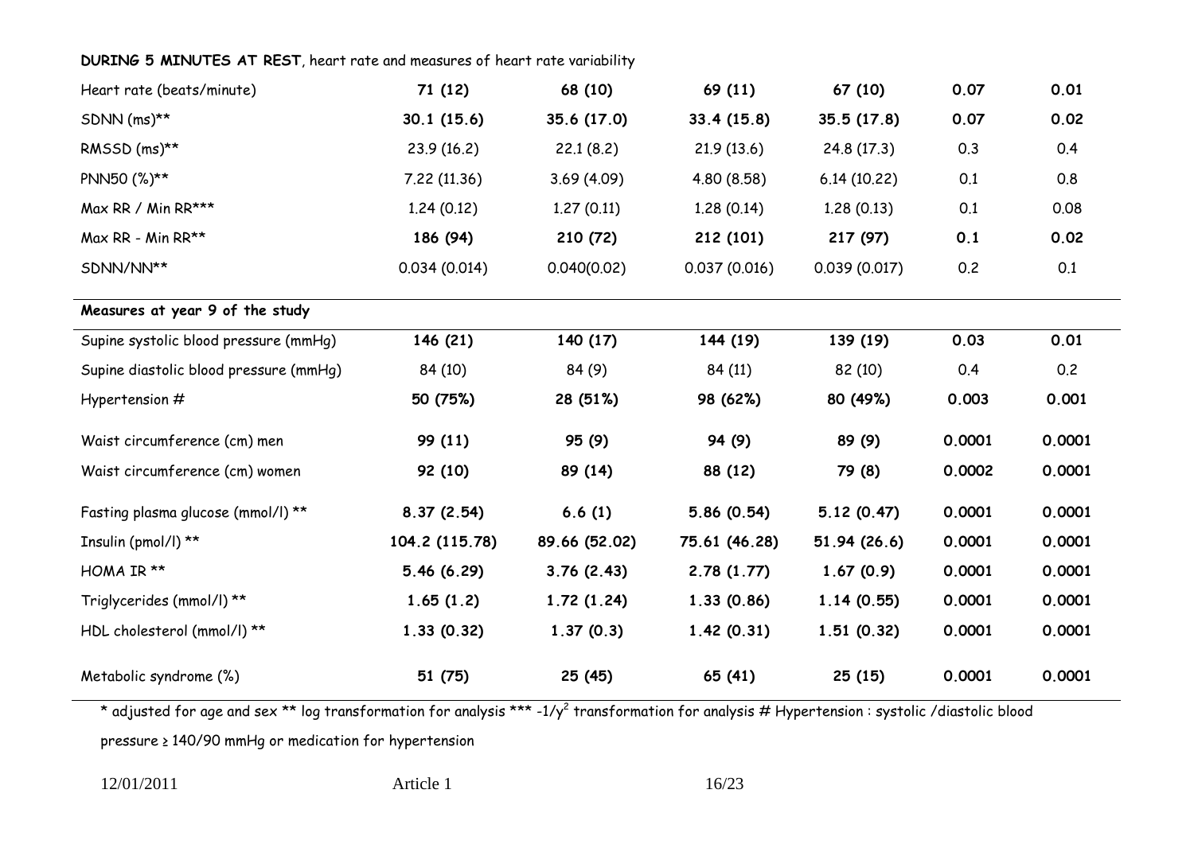| **DURING 5 MINUTES AT REST**, heart rate and measures of heart rate variability | | | | | | |
|---|---|---|---|---|---|---|
| Heart rate (beats/minute) | **71 (12)** | **68 (10)** | **69 (11)** | **67 (10)** | **0.07** | **0.01** |
| SDNN (ms)** | **30.1 (15.6)** | **35.6 (17.0)** | **33.4 (15.8)** | **35.5 (17.8)** | **0.07** | **0.02** |
| RMSSD (ms)** | 23.9 (16.2) | 22.1 (8.2) | 21.9 (13.6) | 24.8 (17.3) | 0.3 | 0.4 |
| PNN50 (%)** | 7.22 (11.36) | 3.69 (4.09) | 4.80 (8.58) | 6.14 (10.22) | 0.1 | 0.8 |
| Max RR / Min RR*** | 1.24 (0.12) | 1.27 (0.11) | 1.28 (0.14) | 1.28 (0.13) | 0.1 | 0.08 |
| Max RR - Min RR** | **186 (94)** | **210 (72)** | **212 (101)** | **217 (97)** | **0.1** | **0.02** |
| SDNN/NN** | 0.034 (0.014) | 0.040(0.02) | 0.037 (0.016) | 0.039 (0.017) | 0.2 | 0.1 |
| **Measures at year 9 of the study** | | | | | | |
| Supine systolic blood pressure (mmHg) | **146 (21)** | **140 (17)** | **144 (19)** | **139 (19)** | **0.03** | **0.01** |
| Supine diastolic blood pressure (mmHg) | 84 (10) | 84 (9) | 84 (11) | 82 (10) | 0.4 | 0.2 |
| Hypertension # | **50 (75%)** | **28 (51%)** | **98 (62%)** | **80 (49%)** | **0.003** | **0.001** |
| Waist circumference (cm) men | **99 (11)** | **95 (9)** | **94 (9)** | **89 (9)** | **0.0001** | **0.0001** |
| Waist circumference (cm) women | **92 (10)** | **89 (14)** | **88 (12)** | **79 (8)** | **0.0002** | **0.0001** |
| Fasting plasma glucose (mmol/l) ** | **8.37 (2.54)** | **6.6 (1)** | **5.86 (0.54)** | **5.12 (0.47)** | **0.0001** | **0.0001** |
| Insulin (pmol/l) ** | **104.2 (115.78)** | **89.66 (52.02)** | **75.61 (46.28)** | **51.94 (26.6)** | **0.0001** | **0.0001** |
| HOMA IR ** | **5.46 (6.29)** | **3.76 (2.43)** | **2.78 (1.77)** | **1.67 (0.9)** | **0.0001** | **0.0001** |
| Triglycerides (mmol/l) ** | **1.65 (1.2)** | **1.72 (1.24)** | **1.33 (0.86)** | **1.14 (0.55)** | **0.0001** | **0.0001** |
| HDL cholesterol (mmol/l) ** | **1.33 (0.32)** | **1.37 (0.3)** | **1.42 (0.31)** | **1.51 (0.32)** | **0.0001** | **0.0001** |
| Metabolic syndrome (%) | **51 (75)** | **25 (45)** | **65 (41)** | **25 (15)** | **0.0001** | **0.0001** |

* adjusted for age and sex ** log transformation for analysis *** $-1/y^2$ transformation for analysis # Hypertension : systolic /diastolic blood pressure ≥ 140/90 mmHg or medication for hypertension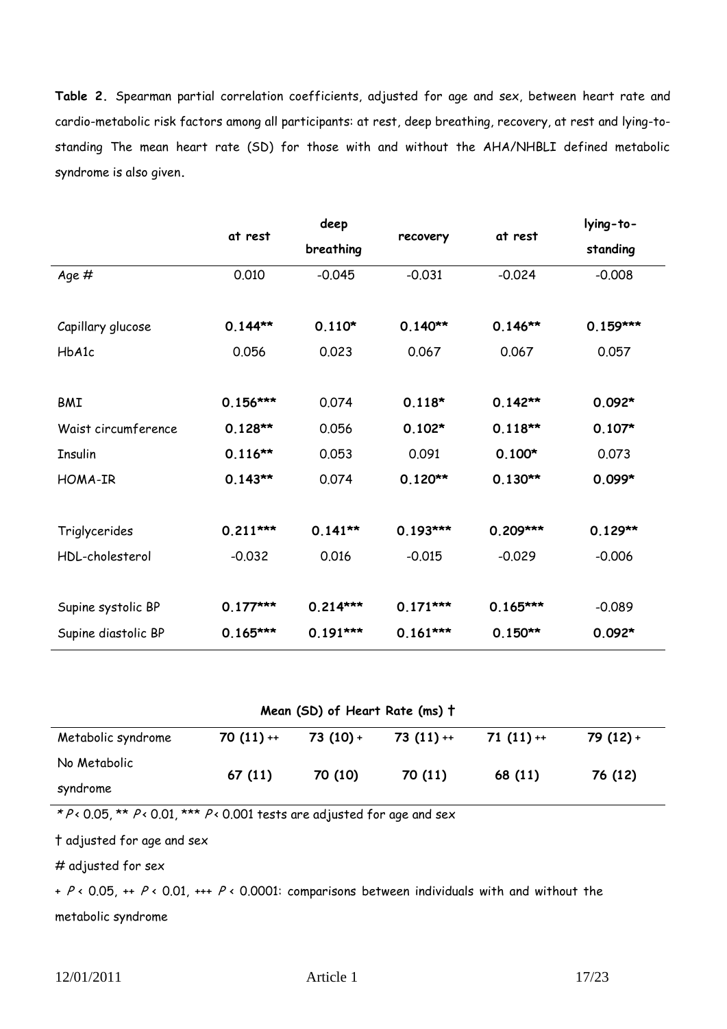**Table 2.** Spearman partial correlation coefficients, adjusted for age and sex, between heart rate and cardio-metabolic risk factors among all participants: at rest, deep breathing, recovery, at rest and lying-to-standing The mean heart rate (SD) for those with and without the AHA/NHBLI defined metabolic syndrome is also given.

| | at rest | deep breathing | recovery | at rest | lying-to-standing |
|---|---|---|---|---|---|
| Age # | 0.010 | -0.045 | -0.031 | -0.024 | -0.008 |
| Capillary glucose | **0.144\*\*** | **0.110\*** | **0.140\*\*** | **0.146\*\*** | **0.159\*\*\*** |
| HbA1c | 0.056 | 0.023 | 0.067 | 0.067 | 0.057 |
| BMI | **0.156\*\*\*** | 0.074 | **0.118\*** | **0.142\*\*** | **0.092\*** |
| Waist circumference | **0.128\*\*** | 0.056 | **0.102\*** | **0.118\*\*** | **0.107\*** |
| Insulin | **0.116\*\*** | 0.053 | 0.091 | **0.100\*** | 0.073 |
| HOMA-IR | **0.143\*\*** | 0.074 | **0.120\*\*** | **0.130\*\*** | **0.099\*** |
| Triglycerides | **0.211\*\*\*** | **0.141\*\*** | **0.193\*\*\*** | **0.209\*\*\*** | **0.129\*\*** |
| HDL-cholesterol | -0.032 | 0.016 | -0.015 | -0.029 | -0.006 |
| Supine systolic BP | **0.177\*\*\*** | **0.214\*\*\*** | **0.171\*\*\*** | **0.165\*\*\*** | -0.089 |
| Supine diastolic BP | **0.165\*\*\*** | **0.191\*\*\*** | **0.161\*\*\*** | **0.150\*\*** | **0.092\*** |
| **Mean (SD) of Heart Rate (ms) †** | | | | | |
| Metabolic syndrome | **70 (11)** ++ | **73 (10)** + | **73 (11)** ++ | **71 (11)** ++ | **79 (12)** + |
| No Metabolic syndrome | **67 (11)** | **70 (10)** | **70 (11)** | **68 (11)** | **76 (12)** |

\* $P < 0.05$, \*\* $P < 0.01$, \*\*\* $P < 0.001$ tests are adjusted for age and sex

† adjusted for age and sex

\# adjusted for sex

\+ $P < 0.05$, ++ $P < 0.01$, +++ $P < 0.0001$: comparisons between individuals with and without the metabolic syndrome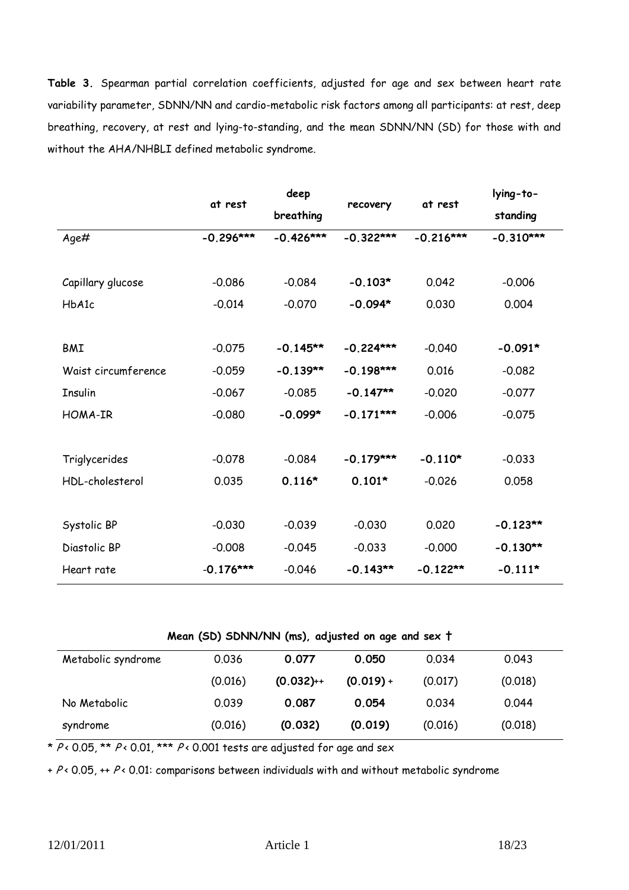**Table 3.** Spearman partial correlation coefficients, adjusted for age and sex between heart rate variability parameter, SDNN/NN and cardio-metabolic risk factors among all participants: at rest, deep breathing, recovery, at rest and lying-to-standing, and the mean SDNN/NN (SD) for those with and without the AHA/NHBLI defined metabolic syndrome.

| | at rest | deep breathing | recovery | at rest | lying-to-standing |
|---|---|---|---|---|---|
| Age# | **-0.296*** ** | **-0.426*** ** | **-0.322*** ** | **-0.216*** ** | **-0.310*** ** |
| | | | | | |
| Capillary glucose | -0.086 | -0.084 | **-0.103*** | 0.042 | -0.006 |
| HbA1c | -0.014 | -0.070 | **-0.094*** | 0.030 | 0.004 |
| | | | | | |
| BMI | -0.075 | **-0.145** ** | **-0.224*** ** | -0.040 | **-0.091*** |
| Waist circumference | -0.059 | **-0.139** ** | **-0.198*** ** | 0.016 | -0.082 |
| Insulin | -0.067 | -0.085 | **-0.147** ** | -0.020 | -0.077 |
| HOMA-IR | -0.080 | **-0.099*** | **-0.171*** ** | -0.006 | -0.075 |
| | | | | | |
| Triglycerides | -0.078 | -0.084 | **-0.179*** ** | **-0.110*** | -0.033 |
| HDL-cholesterol | 0.035 | **0.116*** | **0.101*** | -0.026 | 0.058 |
| | | | | | |
| Systolic BP | -0.030 | -0.039 | -0.030 | 0.020 | **-0.123** ** |
| Diastolic BP | -0.008 | -0.045 | -0.033 | -0.000 | **-0.130** ** |
| Heart rate | **-0.176*** ** | -0.046 | **-0.143** ** | **-0.122** ** | **-0.111*** |

**Mean (SD) SDNN/NN (ms), adjusted on age and sex †**

| | | | | | |
|---|---|---|---|---|---|
| Metabolic syndrome | 0.036 (0.016) | **0.077 (0.032)**++ | **0.050 (0.019)** + | 0.034 (0.017) | 0.043 (0.018) |
| No Metabolic syndrome | 0.039 (0.016) | **0.087 (0.032)** | **0.054 (0.019)** | 0.034 (0.016) | 0.044 (0.018) |

\* $P < 0.05$, \*\* $P < 0.01$, \*\*\* $P < 0.001$ tests are adjusted for age and sex

\+ $P < 0.05$, ++ $P < 0.01$: comparisons between individuals with and without metabolic syndrome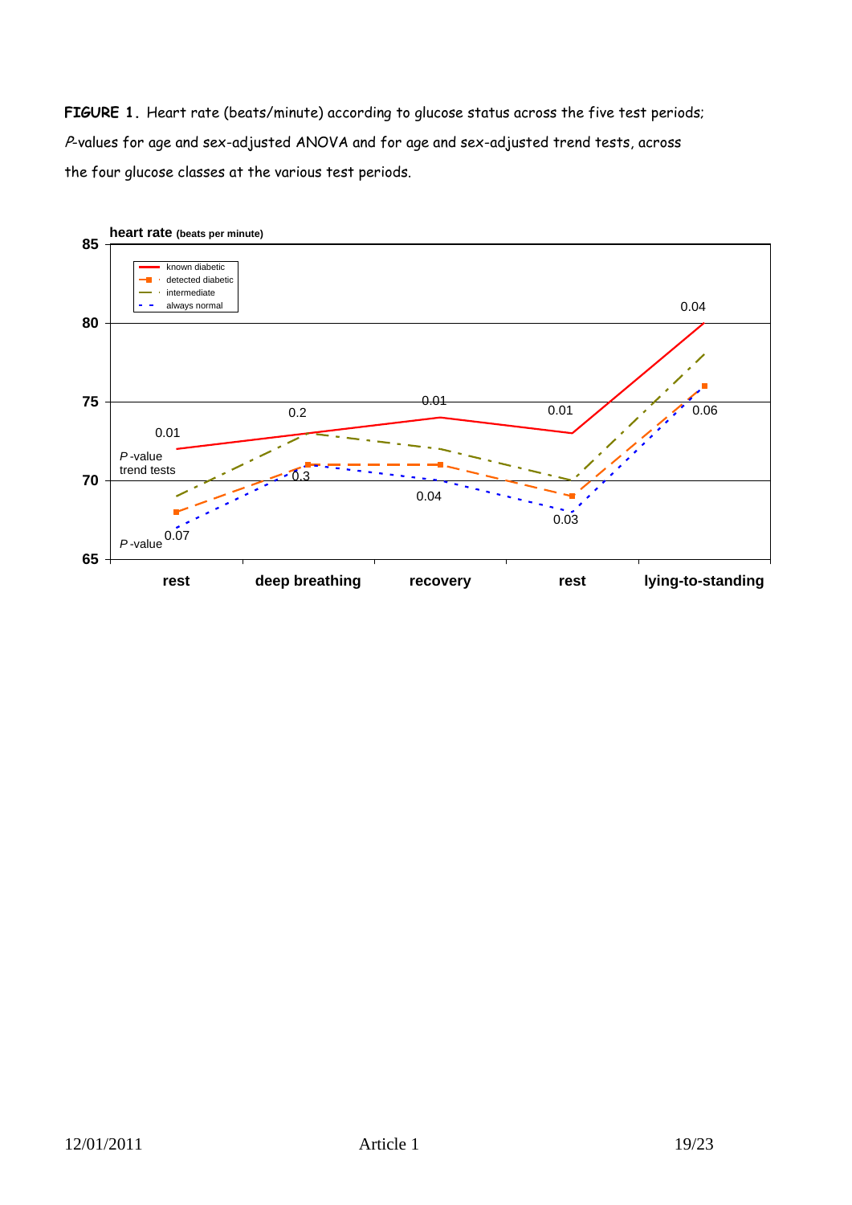**FIGURE 1.** Heart rate (beats/minute) according to glucose status across the five test periods; *P*-values for age and sex-adjusted ANOVA and for age and sex-adjusted trend tests, across the four glucose classes at the various test periods.

**heart rate** (beats per minute)

Legend: known diabetic; detected diabetic; intermediate; always normal

| Test period | rest | deep breathing | recovery | rest | lying-to-standing |
|---|---|---|---|---|---|
| *P*-value trend tests | 0.01 | 0.2 | 0.01 | 0.01 | 0.04 |
| *P*-value | 0.07 | 0.3 | 0.04 | 0.03 | 0.06 |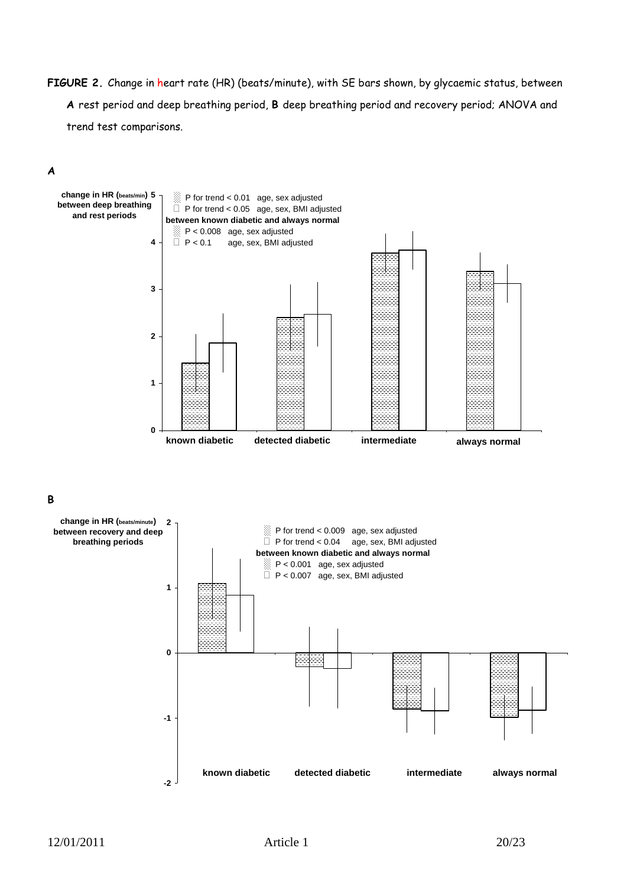**FIGURE 2.** Change in heart rate (HR) (beats/minute), with SE bars shown, by glycaemic status, between **A** rest period and deep breathing period, **B** deep breathing period and recovery period; ANOVA and trend test comparisons.

**A**

change in HR (beats/min) between deep breathing and rest periods

P for trend < 0.01 age, sex adjusted
P for trend < 0.05 age, sex, BMI adjusted
**between known diabetic and always normal**
P < 0.008 age, sex adjusted
P < 0.1 age, sex, BMI adjusted

known diabetic | detected diabetic | intermediate | always normal

**B**

change in HR (beats/minute) between recovery and deep breathing periods

P for trend < 0.009 age, sex adjusted
P for trend < 0.04 age, sex, BMI adjusted
**between known diabetic and always normal**
P < 0.001 age, sex adjusted
P < 0.007 age, sex, BMI adjusted

known diabetic | detected diabetic | intermediate | always normal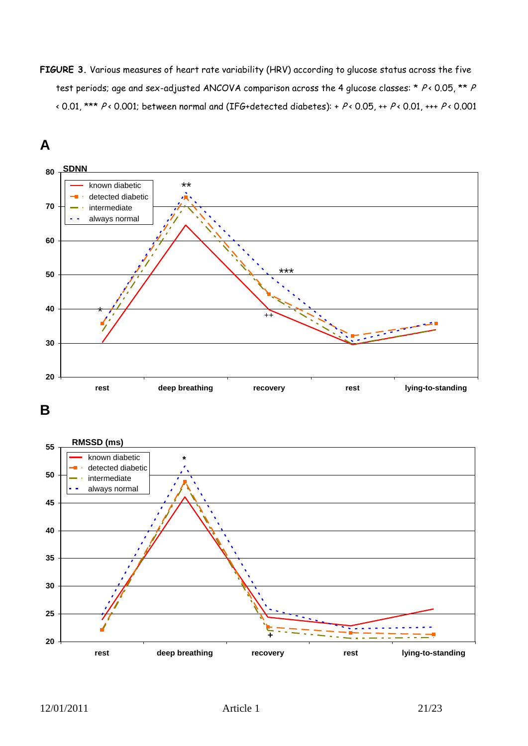**FIGURE 3.** Various measures of heart rate variability (HRV) according to glucose status across the five test periods; age and sex-adjusted ANCOVA comparison across the 4 glucose classes: * $P < 0.05$, ** $P < 0.01$, *** $P < 0.001$; between normal and (IFG+detected diabetes): + $P < 0.05$, ++ $P < 0.01$, +++ $P < 0.001$

**A**

**B**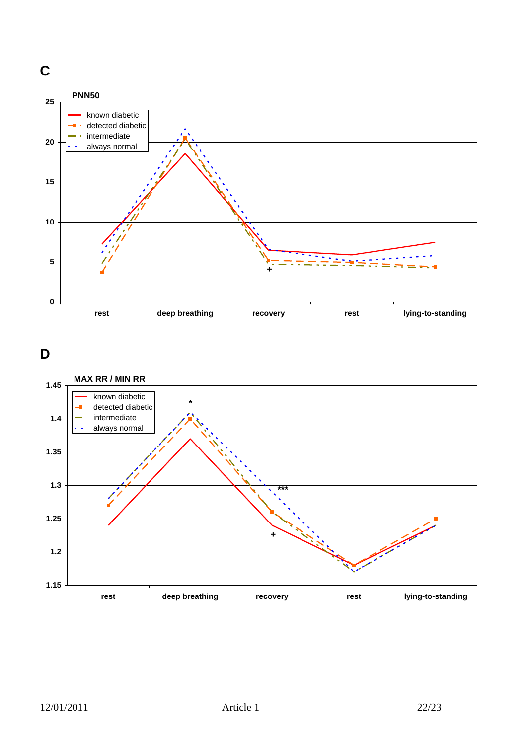**C**

**PNN50**

- known diabetic
- detected diabetic
- intermediate
- always normal

rest | deep breathing | recovery | rest | lying-to-standing

**D**

**MAX RR / MIN RR**

- known diabetic
- detected diabetic
- intermediate
- always normal

rest | deep breathing | recovery | rest | lying-to-standing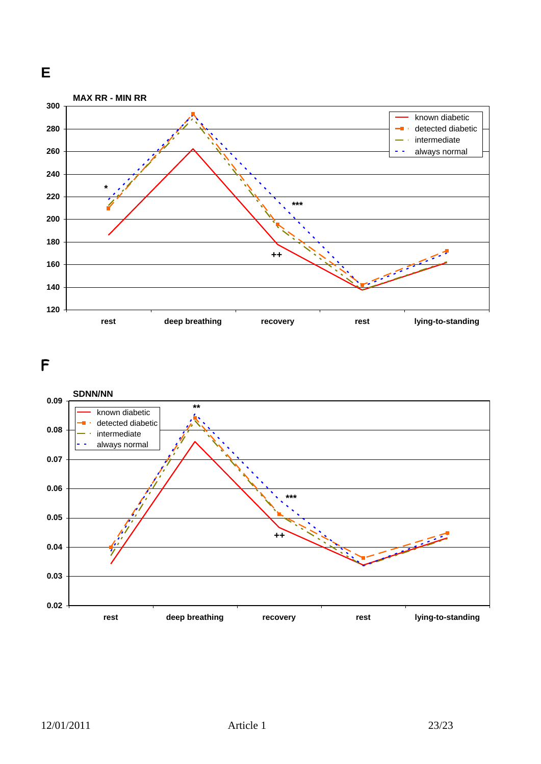E

MAX RR - MIN RR

300
280
260
240
220
200
180
160
140
120

rest
deep breathing
recovery
rest
lying-to-standing

known diabetic
detected diabetic
intermediate
always normal

*
***
++

F

SDNN/NN

0.09
0.08
0.07
0.06
0.05
0.04
0.03
0.02

rest
deep breathing
recovery
rest
lying-to-standing

known diabetic
detected diabetic
intermediate
always normal

**
***
++